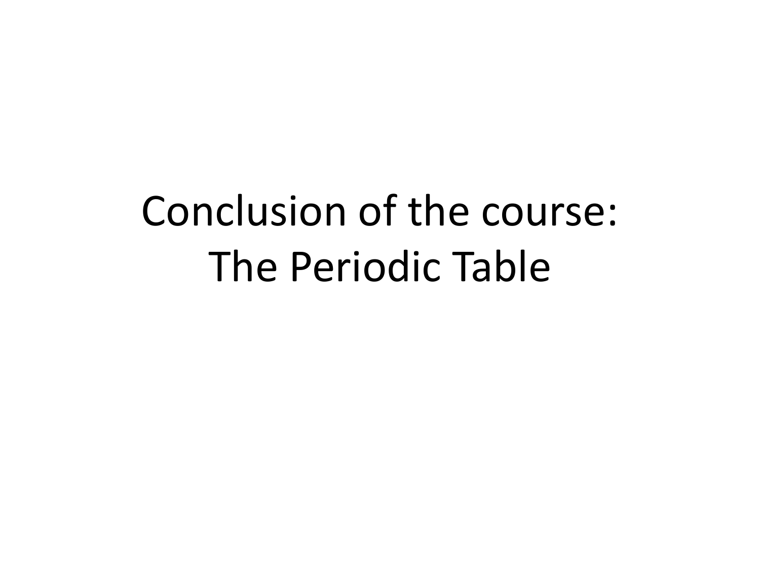# Conclusion of the course: The Periodic Table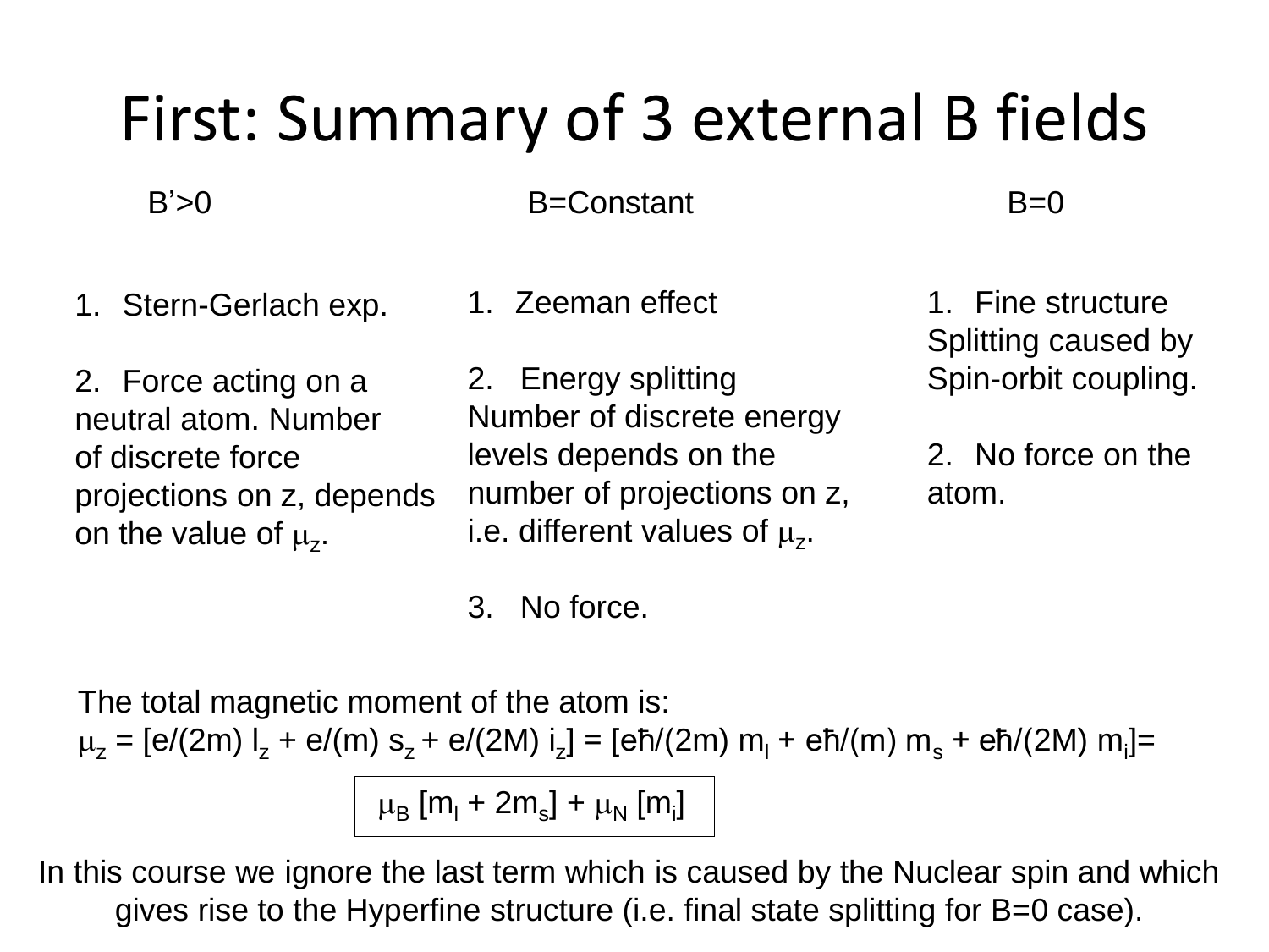# First: Summary of 3 external B fields

**B'>0**

1. Stern-Gerlach exp.
2. Force acting on a neutral atom. Number of discrete force projections on z, depends on the value of $\mu_z$.

**B=Constant**

1. Zeeman effect
2. Energy splitting Number of discrete energy levels depends on the number of projections on z, i.e. different values of $\mu_z$.
3. No force.

**B=0**

1. Fine structure Splitting caused by Spin-orbit coupling.
2. No force on the atom.

The total magnetic moment of the atom is:

$\mu_z = [e/(2m)\, l_z + e/(m)\, s_z + e/(2M)\, i_z] = [e\hbar/(2m)\, m_l + e\hbar/(m)\, m_s + e\hbar/(2M)\, m_i] =$

$$\mu_B\, [m_l + 2m_s] + \mu_N\, [m_i]$$

In this course we ignore the last term which is caused by the Nuclear spin and which gives rise to the Hyperfine structure (i.e. final state splitting for B=0 case).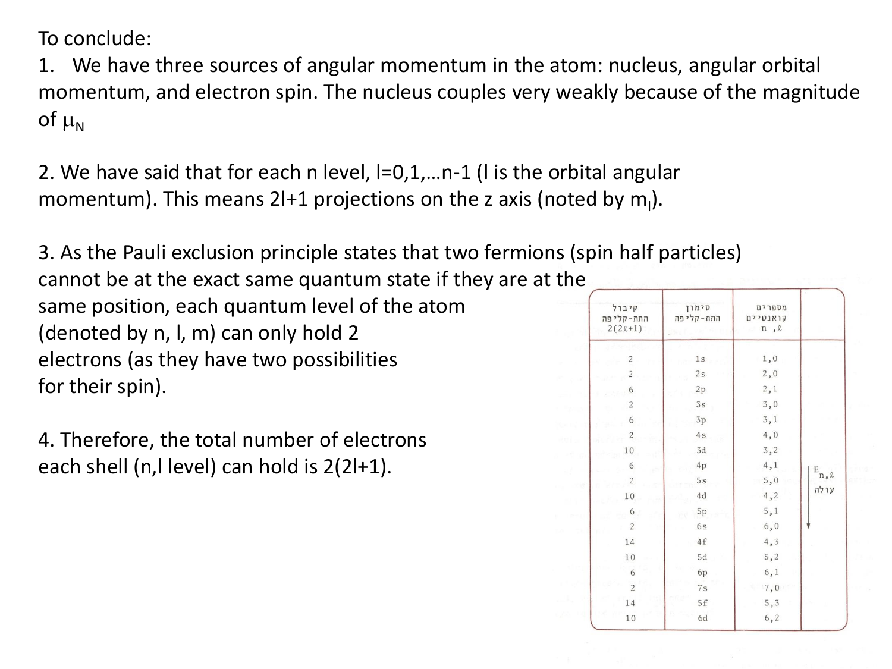To conclude:

1. We have three sources of angular momentum in the atom: nucleus, angular orbital momentum, and electron spin. The nucleus couples very weakly because of the magnitude of $\mu_N$

2. We have said that for each n level, l=0,1,…n-1 (l is the orbital angular momentum). This means 2l+1 projections on the z axis (noted by $m_l$).

3. As the Pauli exclusion principle states that two fermions (spin half particles) cannot be at the exact same quantum state if they are at the same position, each quantum level of the atom (denoted by n, l, m) can only hold 2 electrons (as they have two possibilities for their spin).

4. Therefore, the total number of electrons each shell (n,l level) can hold is 2(2l+1).

| קיבול התת-קליפה $2(2\ell+1)$ | סימון התת-קליפה | מספרים קוואנטיים $n, \ell$ | |
|---|---|---|---|
| 2 | 1s | 1,0 | |
| 2 | 2s | 2,0 | |
| 6 | 2p | 2,1 | |
| 2 | 3s | 3,0 | |
| 6 | 3p | 3,1 | |
| 2 | 4s | 4,0 | |
| 10 | 3d | 3,2 | |
| 6 | 4p | 4,1 | $E_{n,\ell}$ עולה |
| 2 | 5s | 5,0 | |
| 10 | 4d | 4,2 | |
| 6 | 5p | 5,1 | |
| 2 | 6s | 6,0 | |
| 14 | 4f | 4,3 | |
| 10 | 5d | 5,2 | |
| 6 | 6p | 6,1 | |
| 2 | 7s | 7,0 | |
| 14 | 5f | 5,3 | |
| 10 | 6d | 6,2 | |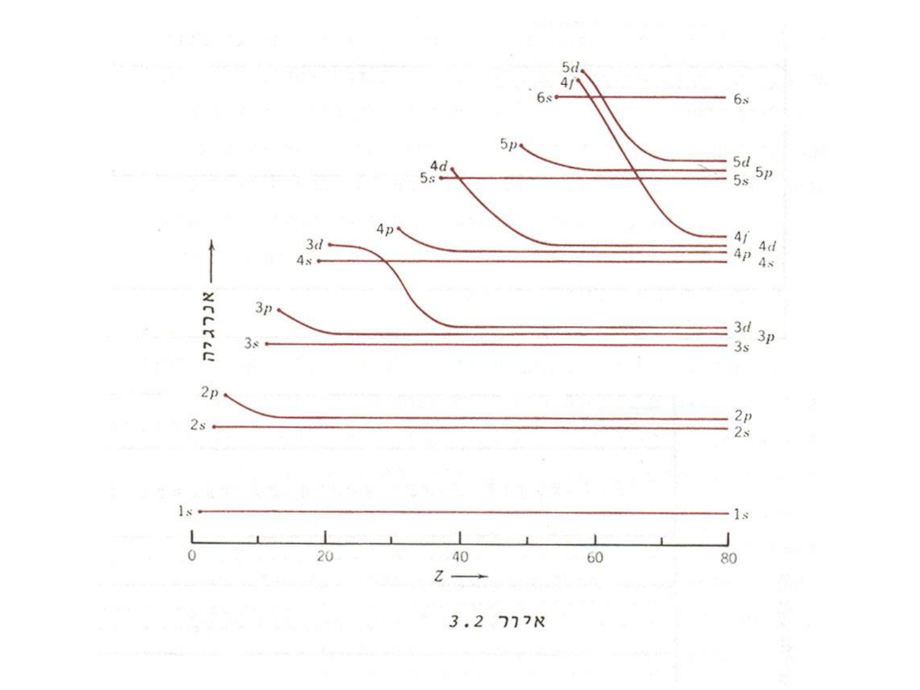איור 3.2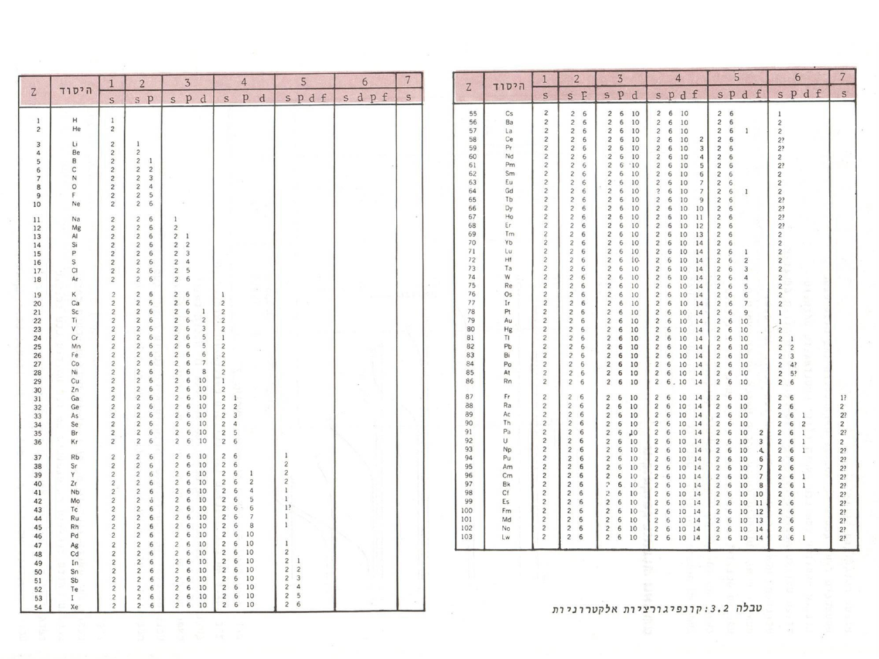| Z | היסוד | 1 | 2 | | 3 | | | 4 | | | 5 | | | | 6 | | | | 7 |
|---|---|---|---|---|---|---|---|---|---|---|---|---|---|---|---|---|---|---|---|
| | | s | s | p | s | p | d | s | p | d | s | p | d | f | s | d | p | f | s |
| 1 | H | 1 | | | | | | | | | | | | | | | | | |
| 2 | He | 2 | | | | | | | | | | | | | | | | | |
| 3 | Li | 2 | 1 | | | | | | | | | | | | | | | | |
| 4 | Be | 2 | 2 | | | | | | | | | | | | | | | | |
| 5 | B | 2 | 2 | 1 | | | | | | | | | | | | | | | |
| 6 | C | 2 | 2 | 2 | | | | | | | | | | | | | | | |
| 7 | N | 2 | 2 | 3 | | | | | | | | | | | | | | | |
| 8 | O | 2 | 2 | 4 | | | | | | | | | | | | | | | |
| 9 | F | 2 | 2 | 5 | | | | | | | | | | | | | | | |
| 10 | Ne | 2 | 2 | 6 | | | | | | | | | | | | | | | |
| 11 | Na | 2 | 2 | 6 | 1 | | | | | | | | | | | | | | |
| 12 | Mg | 2 | 2 | 6 | 2 | | | | | | | | | | | | | | |
| 13 | Al | 2 | 2 | 6 | 2 | 1 | | | | | | | | | | | | | |
| 14 | Si | 2 | 2 | 6 | 2 | 2 | | | | | | | | | | | | | |
| 15 | P | 2 | 2 | 6 | 2 | 3 | | | | | | | | | | | | | |
| 16 | S | 2 | 2 | 6 | 2 | 4 | | | | | | | | | | | | | |
| 17 | Cl | 2 | 2 | 6 | 2 | 5 | | | | | | | | | | | | | |
| 18 | Ar | 2 | 2 | 6 | 2 | 6 | | | | | | | | | | | | | |
| 19 | K | 2 | 2 | 6 | 2 | 6 | | 1 | | | | | | | | | | | |
| 20 | Ca | 2 | 2 | 6 | 2 | 6 | | 2 | | | | | | | | | | | |
| 21 | Sc | 2 | 2 | 6 | 2 | 6 | 1 | 2 | | | | | | | | | | | |
| 22 | Ti | 2 | 2 | 6 | 2 | 6 | 2 | 2 | | | | | | | | | | | |
| 23 | V | 2 | 2 | 6 | 2 | 6 | 3 | 2 | | | | | | | | | | | |
| 24 | Cr | 2 | 2 | 6 | 2 | 6 | 5 | 1 | | | | | | | | | | | |
| 25 | Mn | 2 | 2 | 6 | 2 | 6 | 5 | 2 | | | | | | | | | | | |
| 26 | Fe | 2 | 2 | 6 | 2 | 6 | 6 | 2 | | | | | | | | | | | |
| 27 | Co | 2 | 2 | 6 | 2 | 6 | 7 | 2 | | | | | | | | | | | |
| 28 | Ni | 2 | 2 | 6 | 2 | 6 | 8 | 2 | | | | | | | | | | | |
| 29 | Cu | 2 | 2 | 6 | 2 | 6 | 10 | 1 | | | | | | | | | | | |
| 30 | Zn | 2 | 2 | 6 | 2 | 6 | 10 | 2 | | | | | | | | | | | |
| 31 | Ga | 2 | 2 | 6 | 2 | 6 | 10 | 2 | 1 | | | | | | | | | | |
| 32 | Ge | 2 | 2 | 6 | 2 | 6 | 10 | 2 | 2 | | | | | | | | | | |
| 33 | As | 2 | 2 | 6 | 2 | 6 | 10 | 2 | 3 | | | | | | | | | | |
| 34 | Se | 2 | 2 | 6 | 2 | 6 | 10 | 2 | 4 | | | | | | | | | | |
| 35 | Br | 2 | 2 | 6 | 2 | 6 | 10 | 2 | 5 | | | | | | | | | | |
| 36 | Kr | 2 | 2 | 6 | 2 | 6 | 10 | 2 | 6 | | | | | | | | | | |
| 37 | Rb | 2 | 2 | 6 | 2 | 6 | 10 | 2 | 6 | | 1 | | | | | | | | |
| 38 | Sr | 2 | 2 | 6 | 2 | 6 | 10 | 2 | 6 | | 2 | | | | | | | | |
| 39 | Y | 2 | 2 | 6 | 2 | 6 | 10 | 2 | 6 | 1 | 2 | | | | | | | | |
| 40 | Zr | 2 | 2 | 6 | 2 | 6 | 10 | 2 | 6 | 2 | 2 | | | | | | | | |
| 41 | Nb | 2 | 2 | 6 | 2 | 6 | 10 | 2 | 6 | 4 | 1 | | | | | | | | |
| 42 | Mo | 2 | 2 | 6 | 2 | 6 | 10 | 2 | 6 | 5 | 1 | | | | | | | | |
| 43 | Tc | 2 | 2 | 6 | 2 | 6 | 10 | 2 | 6 | 6 | 1? | | | | | | | | |
| 44 | Ru | 2 | 2 | 6 | 2 | 6 | 10 | 2 | 6 | 7 | 1 | | | | | | | | |
| 45 | Rh | 2 | 2 | 6 | 2 | 6 | 10 | 2 | 6 | 8 | 1 | | | | | | | | |
| 46 | Pd | 2 | 2 | 6 | 2 | 6 | 10 | 2 | 6 | 10 | | | | | | | | | |
| 47 | Ag | 2 | 2 | 6 | 2 | 6 | 10 | 2 | 6 | 10 | 1 | | | | | | | | |
| 48 | Cd | 2 | 2 | 6 | 2 | 6 | 10 | 2 | 6 | 10 | 2 | | | | | | | | |
| 49 | In | 2 | 2 | 6 | 2 | 6 | 10 | 2 | 6 | 10 | 2 | 1 | | | | | | | |
| 50 | Sn | 2 | 2 | 6 | 2 | 6 | 10 | 2 | 6 | 10 | 2 | 2 | | | | | | | |
| 51 | Sb | 2 | 2 | 6 | 2 | 6 | 10 | 2 | 6 | 10 | 2 | 3 | | | | | | | |
| 52 | Te | 2 | 2 | 6 | 2 | 6 | 10 | 2 | 6 | 10 | 2 | 4 | | | | | | | |
| 53 | I | 2 | 2 | 6 | 2 | 6 | 10 | 2 | 6 | 10 | 2 | 5 | | | | | | | |
| 54 | Xe | 2 | 2 | 6 | 2 | 6 | 10 | 2 | 6 | 10 | 2 | 6 | | | | | | | |

| Z | היסוד | 1 | 2 | | 3 | | | 4 | | | | 5 | | | | 6 | | | | 7 |
|---|---|---|---|---|---|---|---|---|---|---|---|---|---|---|---|---|---|---|---|---|
| | | s | s | p | s | p | d | s | p | d | f | s | p | d | f | s | p | d | f | s |
| 55 | Cs | 2 | 2 | 6 | 2 | 6 | 10 | 2 | 6 | 10 | | 2 | 6 | | | 1 | | | | |
| 56 | Ba | 2 | 2 | 6 | 2 | 6 | 10 | 2 | 6 | 10 | | 2 | 6 | | | 2 | | | | |
| 57 | La | 2 | 2 | 6 | 2 | 6 | 10 | 2 | 6 | 10 | | 2 | 6 | 1 | | 2 | | | | |
| 58 | Ce | 2 | 2 | 6 | 2 | 6 | 10 | 2 | 6 | 10 | 2 | 2 | 6 | | | 2? | | | | |
| 59 | Pr | 2 | 2 | 6 | 2 | 6 | 10 | 2 | 6 | 10 | 3 | 2 | 6 | | | 2? | | | | |
| 60 | Nd | 2 | 2 | 6 | 2 | 6 | 10 | 2 | 6 | 10 | 4 | 2 | 6 | | | 2 | | | | |
| 61 | Pm | 2 | 2 | 6 | 2 | 6 | 10 | 2 | 6 | 10 | 5 | 2 | 6 | | | 2? | | | | |
| 62 | Sm | 2 | 2 | 6 | 2 | 6 | 10 | 2 | 6 | 10 | 6 | 2 | 6 | | | 2 | | | | |
| 63 | Eu | 2 | 2 | 6 | 2 | 6 | 10 | 2 | 6 | 10 | 7 | 2 | 6 | | | 2 | | | | |
| 64 | Gd | 2 | 2 | 6 | 2 | 6 | 10 | ? | 6 | 10 | 7 | 2 | 6 | 1 | | 2 | | | | |
| 65 | Tb | 2 | 2 | 6 | 2 | 6 | 10 | 2 | 6 | 10 | 9 | 2 | 6 | | | 2? | | | | |
| 66 | Dy | 2 | 2 | 6 | 2 | 6 | 10 | 2 | 6 | 10 | 10 | 2 | 6 | | | 2? | | | | |
| 67 | Ho | 2 | 2 | 6 | 2 | 6 | 10 | 2 | 6 | 10 | 11 | 2 | 6 | | | 2? | | | | |
| 68 | Er | 2 | 2 | 6 | 2 | 6 | 10 | 2 | 6 | 10 | 12 | 2 | 6 | | | 2? | | | | |
| 69 | Tm | 2 | 2 | 6 | 2 | 6 | 10 | 2 | 6 | 10 | 13 | 2 | 6 | | | 2 | | | | |
| 70 | Yb | 2 | 2 | 6 | 2 | 6 | 10 | 2 | 6 | 10 | 14 | 2 | 6 | | | 2 | | | | |
| 71 | Lu | 2 | 2 | 6 | 2 | 6 | 10 | 2 | 6 | 10 | 14 | 2 | 6 | 1 | | 2 | | | | |
| 72 | Hf | 2 | 2 | 6 | 2 | 6 | 10 | 2 | 6 | 10 | 14 | 2 | 6 | 2 | | 2 | | | | |
| 73 | Ta | 2 | 2 | 6 | 2 | 6 | 10 | 2 | 6 | 10 | 14 | 2 | 6 | 3 | | 2 | | | | |
| 74 | W | 2 | 2 | 6 | 2 | 6 | 10 | 2 | 6 | 10 | 14 | 2 | 6 | 4 | | 2 | | | | |
| 75 | Re | 2 | 2 | 6 | 2 | 6 | 10 | 2 | 6 | 10 | 14 | 2 | 6 | 5 | | 2 | | | | |
| 76 | Os | 2 | 2 | 6 | 2 | 6 | 10 | 2 | 6 | 10 | 14 | 2 | 6 | 6 | | 2 | | | | |
| 77 | Ir | 2 | 2 | 6 | 2 | 6 | 10 | 2 | 6 | 10 | 14 | 2 | 6 | 7 | | 2 | | | | |
| 78 | Pt | 2 | 2 | 6 | 2 | 6 | 10 | 2 | 6 | 10 | 14 | 2 | 6 | 9 | | 1 | | | | |
| 79 | Au | 2 | 2 | 6 | 2 | 6 | 10 | 2 | 6 | 10 | 14 | 2 | 6 | 10 | | 1 | | | | |
| 80 | Hg | 2 | 2 | 6 | 2 | 6 | 10 | 2 | 6 | 10 | 14 | 2 | 6 | 10 | | 2 | | | | |
| 81 | Tl | 2 | 2 | 6 | 2 | 6 | 10 | 2 | 6 | 10 | 14 | 2 | 6 | 10 | | 2 | 1 | | | |
| 82 | Pb | 2 | 2 | 6 | 2 | 6 | 10 | 2 | 6 | 10 | 14 | 2 | 6 | 10 | | 2 | 2 | | | |
| 83 | Bi | 2 | 2 | 6 | 2 | 6 | 10 | 2 | 6 | 10 | 14 | 2 | 6 | 10 | | 2 | 3 | | | |
| 84 | Po | 2 | 2 | 6 | 2 | 6 | 10 | 2 | 6 | 10 | 14 | 2 | 6 | 10 | | 2 | 4? | | | |
| 85 | At | 2 | 2 | 6 | 2 | 6 | 10 | 2 | 6 | 10 | 14 | 2 | 6 | 10 | | 2 | 5? | | | |
| 86 | Rn | 2 | 2 | 6 | 2 | 6 | 10 | 2 | 6 | 10 | 14 | 2 | 6 | 10 | | 2 | 6 | | | |
| 87 | Fr | 2 | 2 | 6 | 2 | 6 | 10 | 2 | 6 | 10 | 14 | 2 | 6 | 10 | | 2 | 6 | | | 1? |
| 88 | Ra | 2 | 2 | 6 | 2 | 6 | 10 | 2 | 6 | 10 | 14 | 2 | 6 | 10 | | 2 | 6 | | | 2 |
| 89 | Ac | 2 | 2 | 6 | 2 | 6 | 10 | 2 | 6 | 10 | 14 | 2 | 6 | 10 | | 2 | 6 | 1 | | 2? |
| 90 | Th | 2 | 2 | 6 | 2 | 6 | 10 | 2 | 6 | 10 | 14 | 2 | 6 | 10 | | 2 | 6 | 2 | | 2 |
| 91 | Pa | 2 | 2 | 6 | 2 | 6 | 10 | 2 | 6 | 10 | 14 | 2 | 6 | 10 | 2 | 2 | 6 | 1 | | 2? |
| 92 | U | 2 | 2 | 6 | 2 | 6 | 10 | 2 | 6 | 10 | 14 | 2 | 6 | 10 | 3 | 2 | 6 | 1 | | 2 |
| 93 | Np | 2 | 2 | 6 | 2 | 6 | 10 | 2 | 6 | 10 | 14 | 2 | 6 | 10 | 4 | 2 | 6 | 1 | | 2? |
| 94 | Pu | 2 | 2 | 6 | 2 | 6 | 10 | 2 | 6 | 10 | 14 | 2 | 6 | 10 | 6 | 2 | 6 | | | 2? |
| 95 | Am | 2 | 2 | 6 | 2 | 6 | 10 | 2 | 6 | 10 | 14 | 2 | 6 | 10 | 7 | 2 | 6 | | | 2? |
| 96 | Cm | 2 | 2 | 6 | 2 | 6 | 10 | 2 | 6 | 10 | 14 | 2 | 6 | 10 | 7 | 2 | 6 | 1 | | 2? |
| 97 | Bk | 2 | 2 | 6 | ? | 6 | 10 | 2 | 6 | 10 | 14 | 2 | 6 | 10 | 8 | 2 | 6 | 1 | | 2? |
| 98 | Cf | 2 | 2 | 6 | 2 | 6 | 10 | 2 | 6 | 10 | 14 | 2 | 6 | 10 | 10 | 2 | 6 | | | 2? |
| 99 | Es | 2 | 2 | 6 | 2 | 6 | 10 | 2 | 6 | 10 | 14 | 2 | 6 | 10 | 11 | 2 | 6 | | | 2? |
| 100 | Fm | 2 | 2 | 6 | 2 | 6 | 10 | 2 | 6 | 10 | 14 | 2 | 6 | 10 | 12 | 2 | 6 | | | 2? |
| 101 | Md | 2 | 2 | 6 | 2 | 6 | 10 | 2 | 6 | 10 | 14 | 2 | 6 | 10 | 13 | 2 | 6 | | | 2? |
| 102 | No | 2 | 2 | 6 | 2 | 6 | 10 | 2 | 6 | 10 | 14 | 2 | 6 | 10 | 14 | 2 | 6 | | | 2? |
| 103 | Lw | 2 | 2 | 6 | 2 | 6 | 10 | 2 | 6 | 10 | 14 | 2 | 6 | 10 | 14 | 2 | 6 | 1 | | 2? |

טבלה 3.2: קונפיגורציות אלקטרוניות